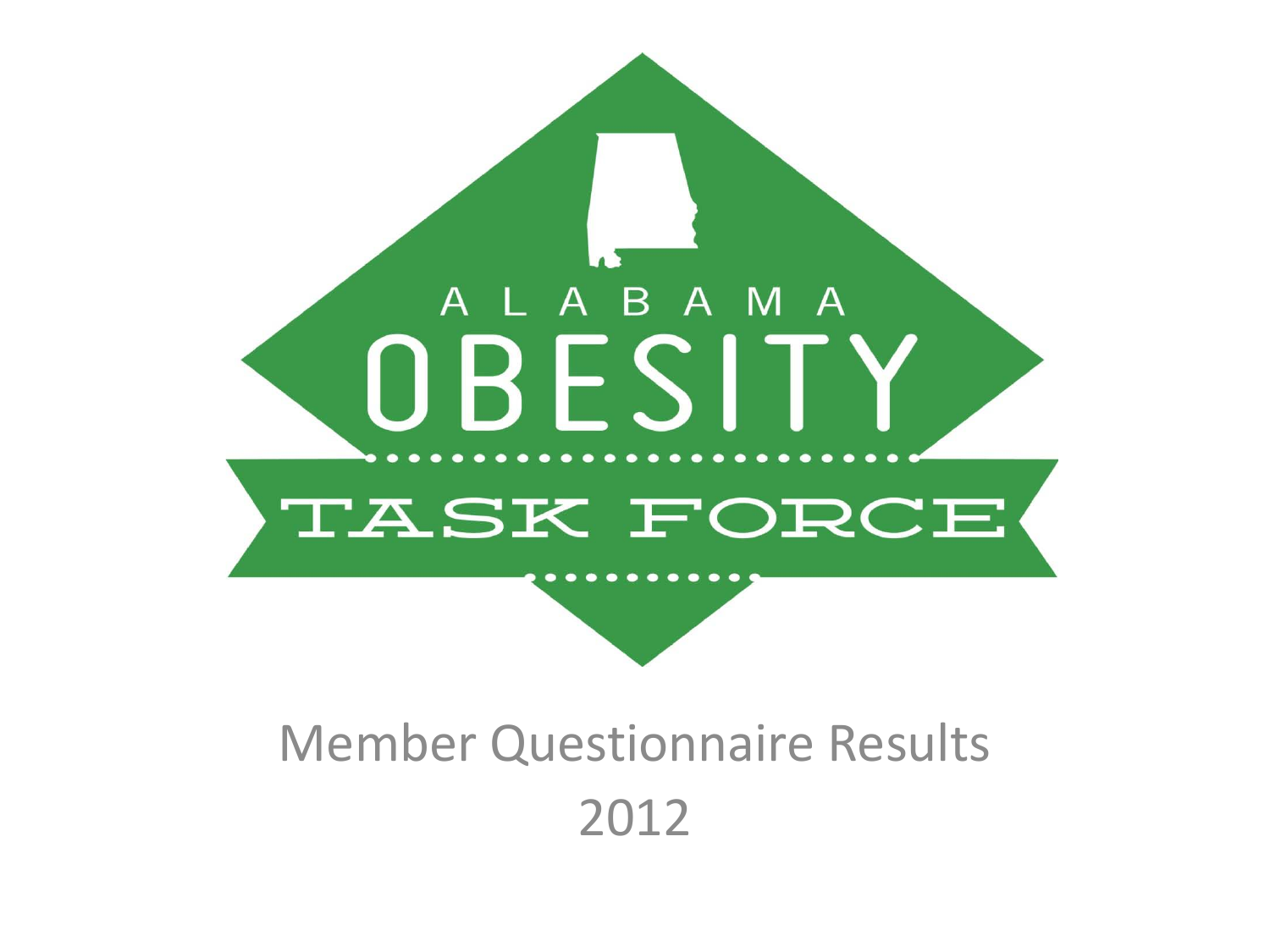ALABAMA

OBESITY

TASK FORCE

# Member Questionnaire Results

2012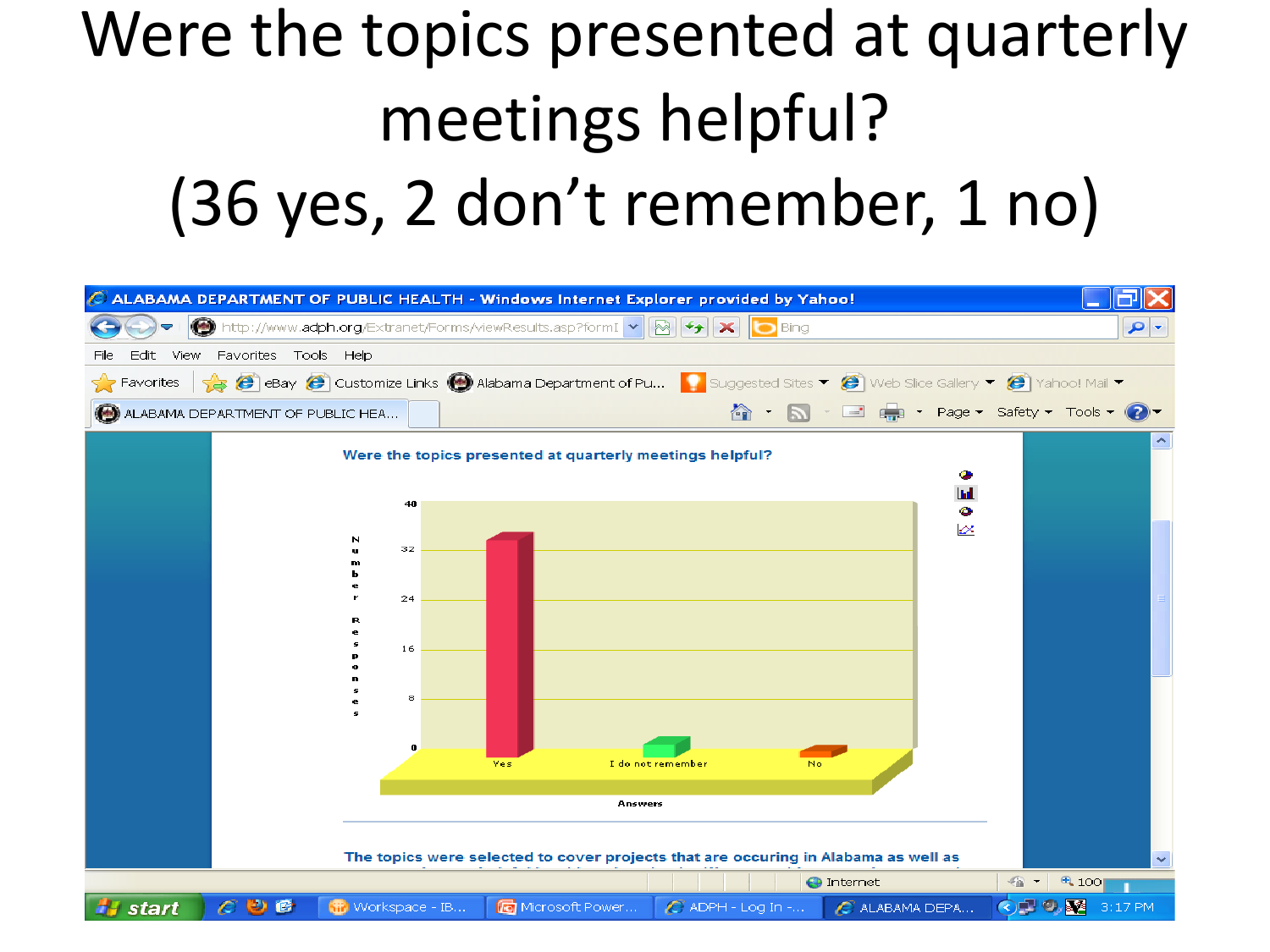# Were the topics presented at quarterly meetings helpful?

# (36 yes, 2 don't remember, 1 no)

Were the topics presented at quarterly meetings helpful?

| Answers | Number Responses |
| --- | --- |
| Yes | 36 |
| I do not remember | 2 |
| No | 1 |

The topics were selected to cover projects that are occuring in Alabama as well as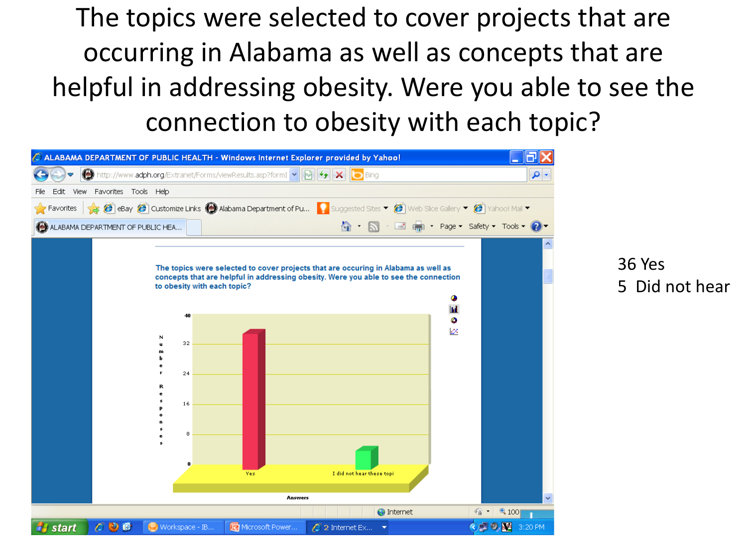# The topics were selected to cover projects that are occurring in Alabama as well as concepts that are helpful in addressing obesity. Were you able to see the connection to obesity with each topic?

36 Yes

5 Did not hear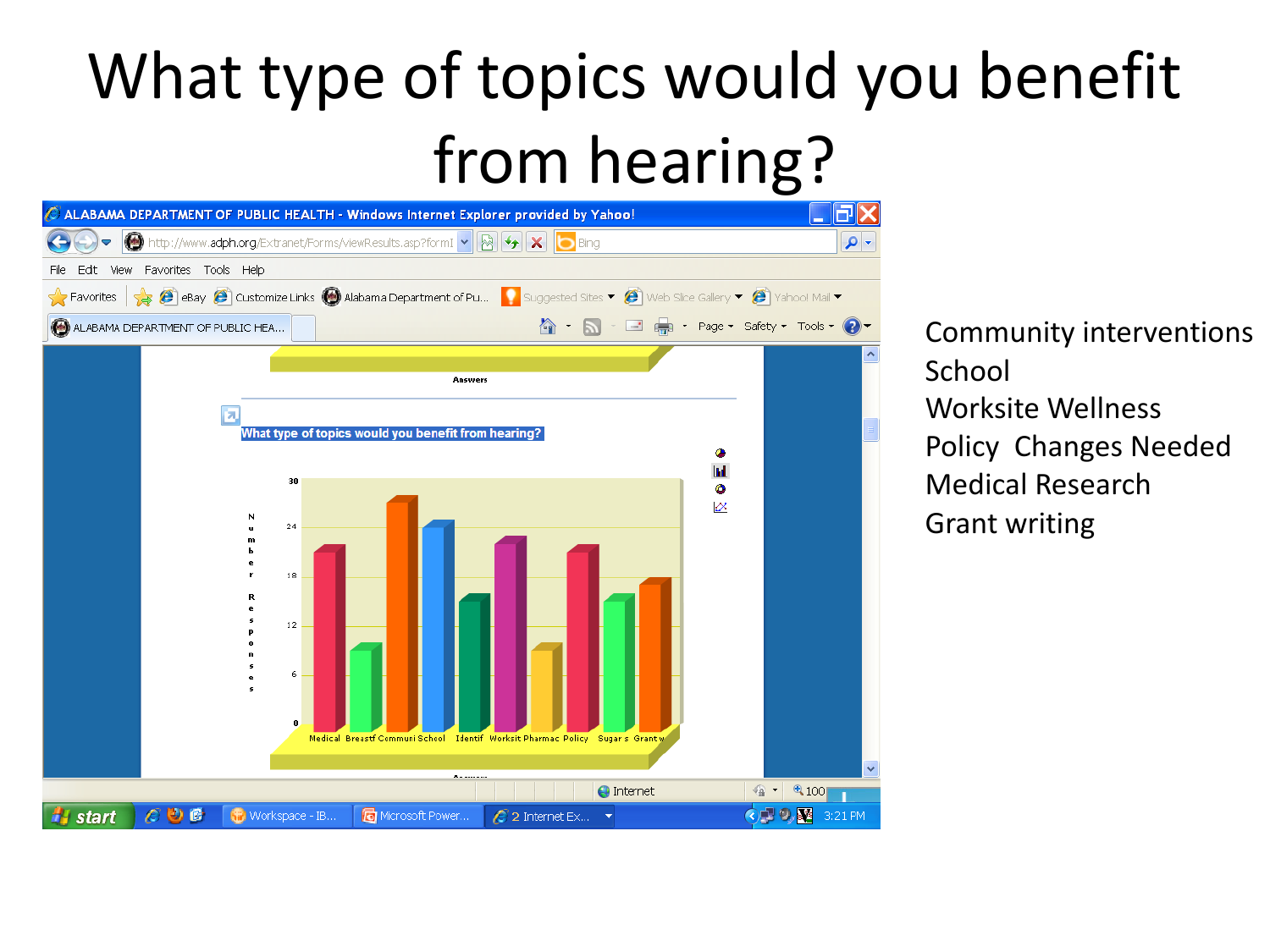# What type of topics would you benefit from hearing?

Community interventions
School
Worksite Wellness
Policy Changes Needed
Medical Research
Grant writing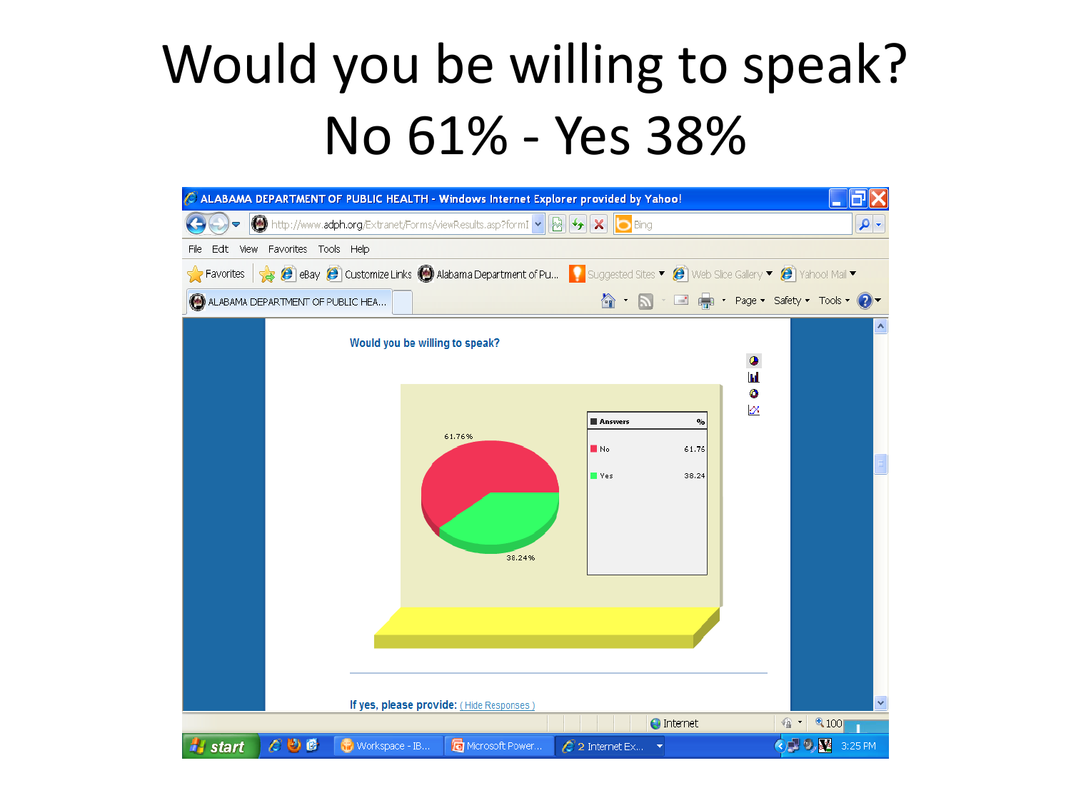# Would you be willing to speak?
# No 61% - Yes 38%

Would you be willing to speak?

| Answers | % |
|---|---|
| No | 61.76 |
| Yes | 38.24 |

If yes, please provide: ( Hide Responses )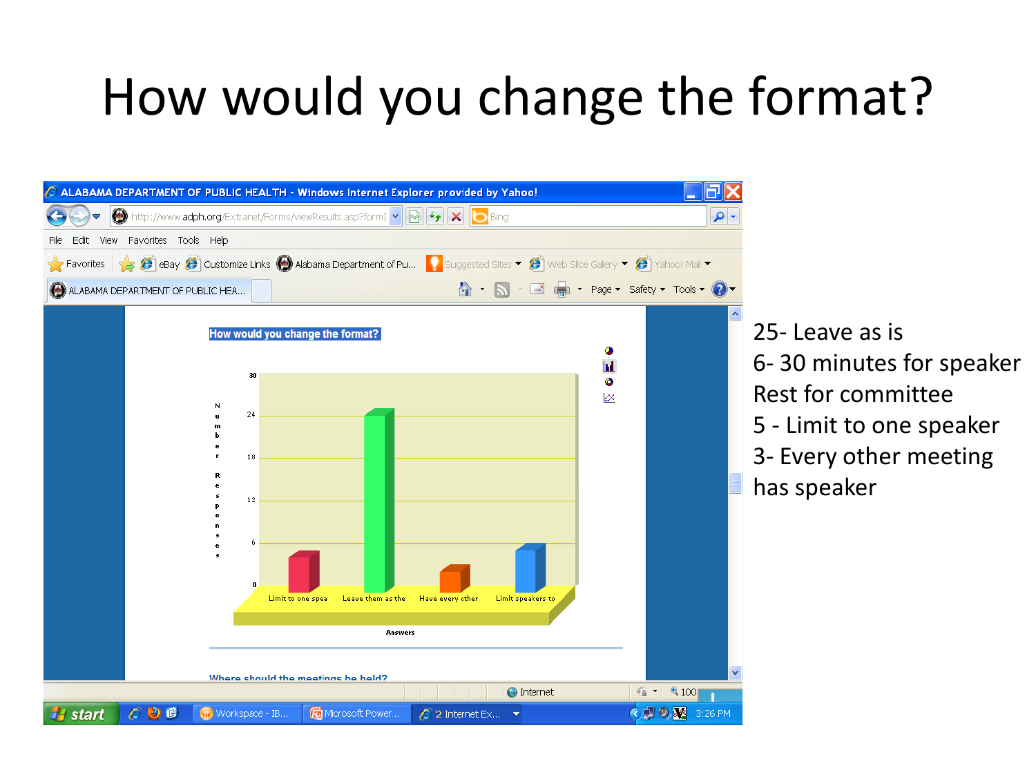# How would you change the format?

25- Leave as is
6- 30 minutes for speaker
Rest for committee
5 - Limit to one speaker
3- Every other meeting
has speaker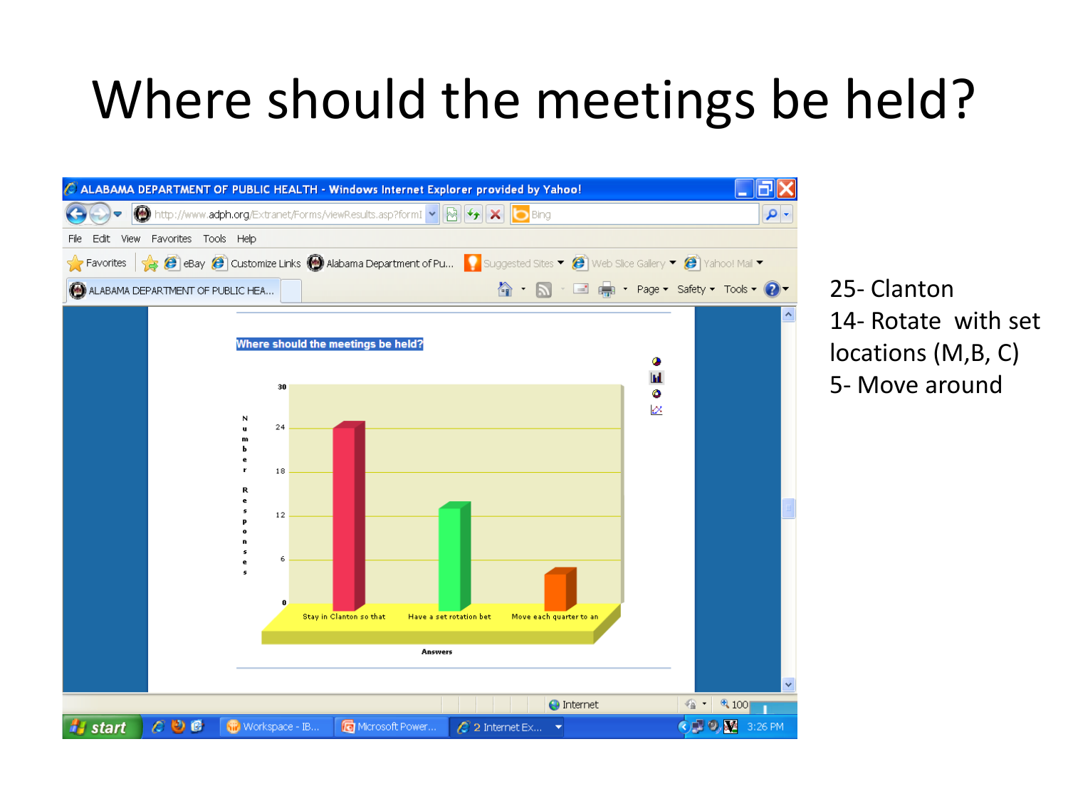# Where should the meetings be held?

25- Clanton
14- Rotate with set locations (M,B, C)
5- Move around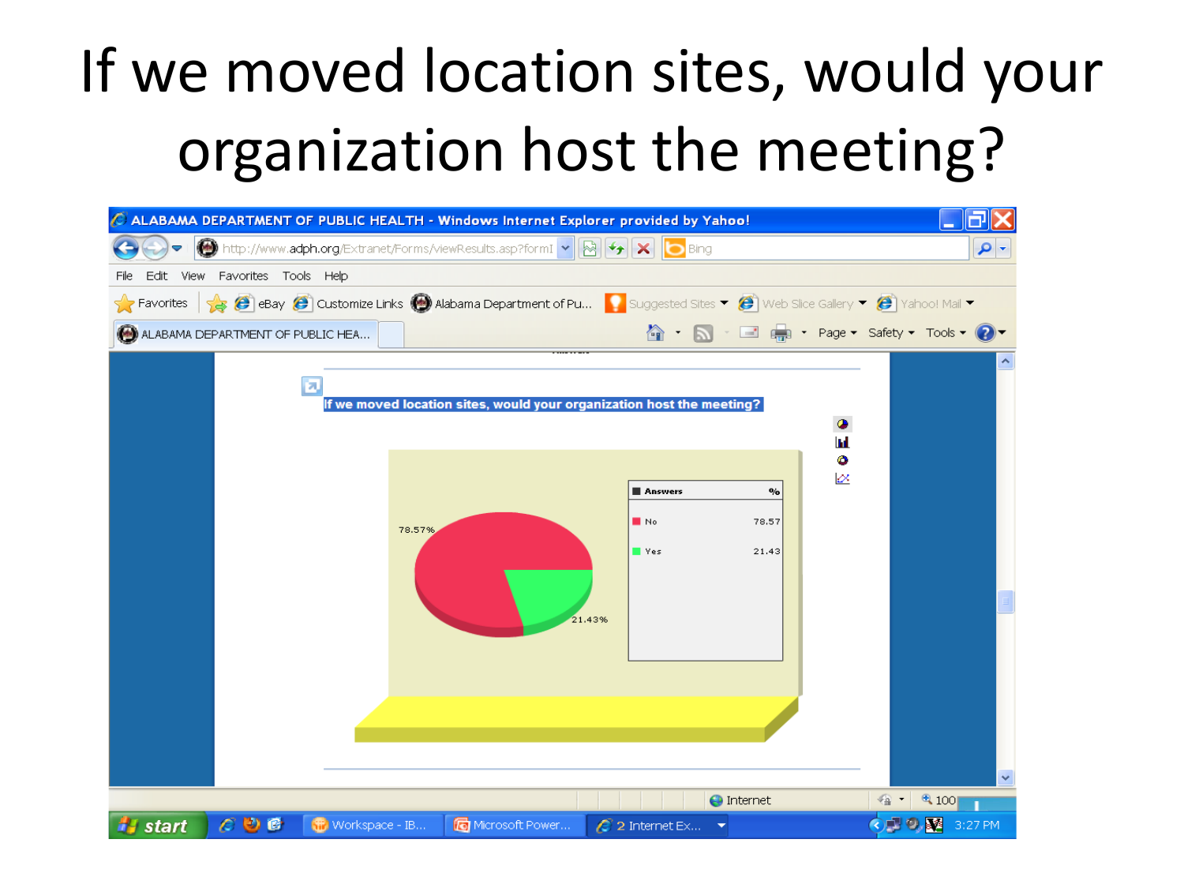# If we moved location sites, would your organization host the meeting?

If we moved location sites, would your organization host the meeting?

| Answers | % |
| --- | --- |
| No | 78.57 |
| Yes | 21.43 |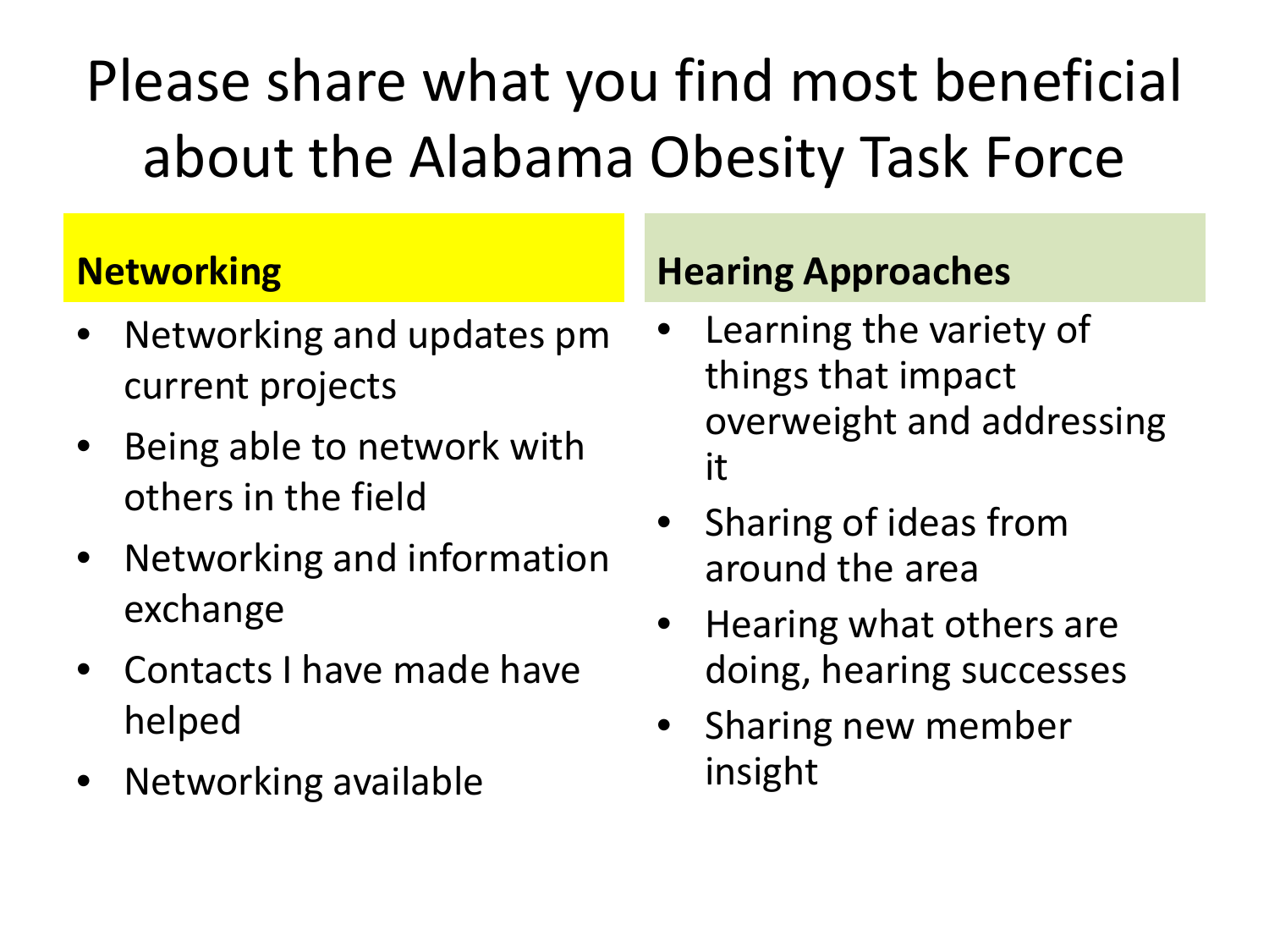# Please share what you find most beneficial about the Alabama Obesity Task Force

**Networking**

- Networking and updates pm current projects
- Being able to network with others in the field
- Networking and information exchange
- Contacts I have made have helped
- Networking available

**Hearing Approaches**

- Learning the variety of things that impact overweight and addressing it
- Sharing of ideas from around the area
- Hearing what others are doing, hearing successes
- Sharing new member insight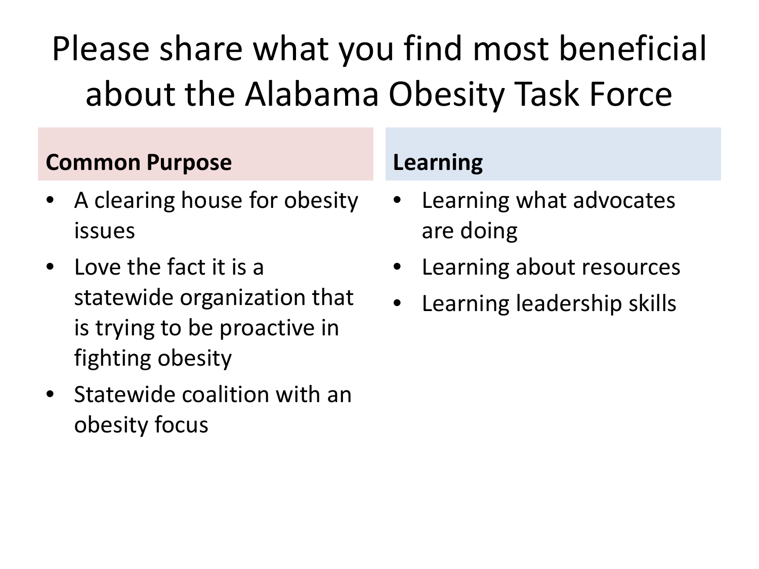# Please share what you find most beneficial about the Alabama Obesity Task Force

**Common Purpose**

- A clearing house for obesity issues
- Love the fact it is a statewide organization that is trying to be proactive in fighting obesity
- Statewide coalition with an obesity focus

**Learning**

- Learning what advocates are doing
- Learning about resources
- Learning leadership skills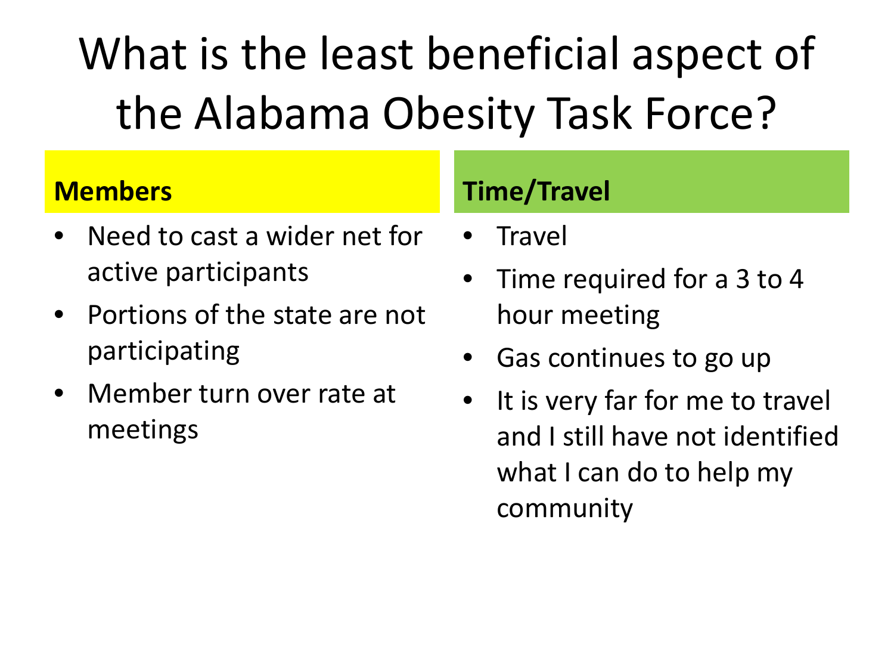# What is the least beneficial aspect of the Alabama Obesity Task Force?

**Members**

- Need to cast a wider net for active participants
- Portions of the state are not participating
- Member turn over rate at meetings

**Time/Travel**

- Travel
- Time required for a 3 to 4 hour meeting
- Gas continues to go up
- It is very far for me to travel and I still have not identified what I can do to help my community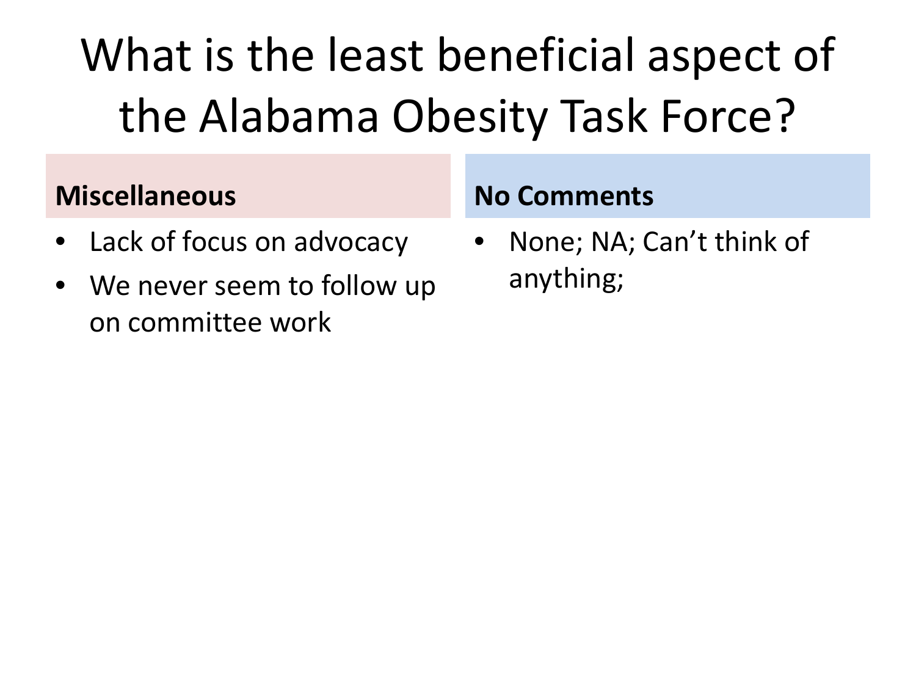# What is the least beneficial aspect of the Alabama Obesity Task Force?

**Miscellaneous**

- Lack of focus on advocacy
- We never seem to follow up on committee work

**No Comments**

- None; NA; Can't think of anything;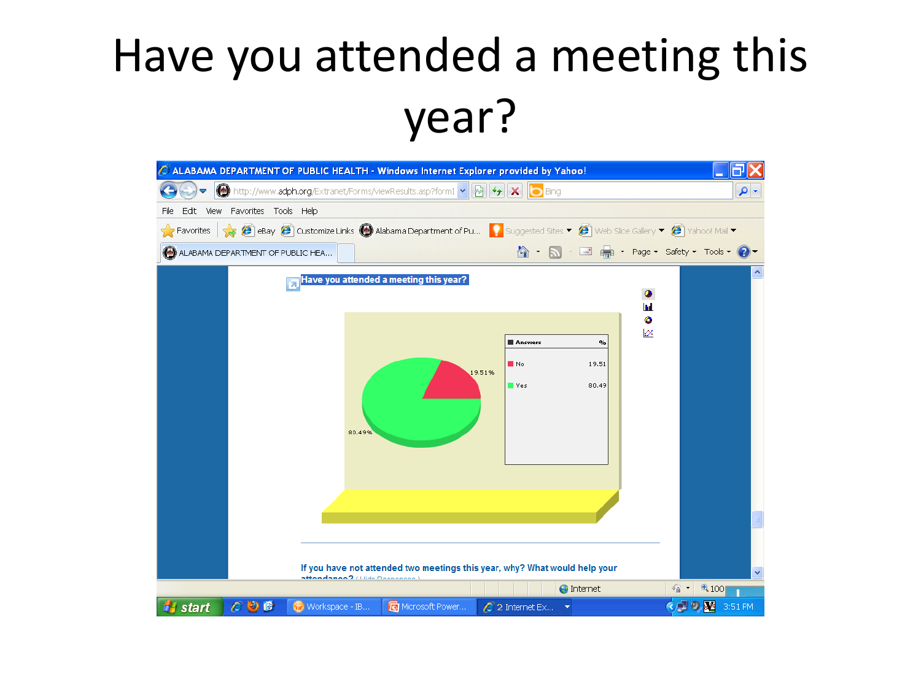# Have you attended a meeting this year?

**Have you attended a meeting this year?**

| Answers | % |
|---|---|
| No | 19.51 |
| Yes | 80.49 |

**If you have not attended two meetings this year, why? What would help your attendance?**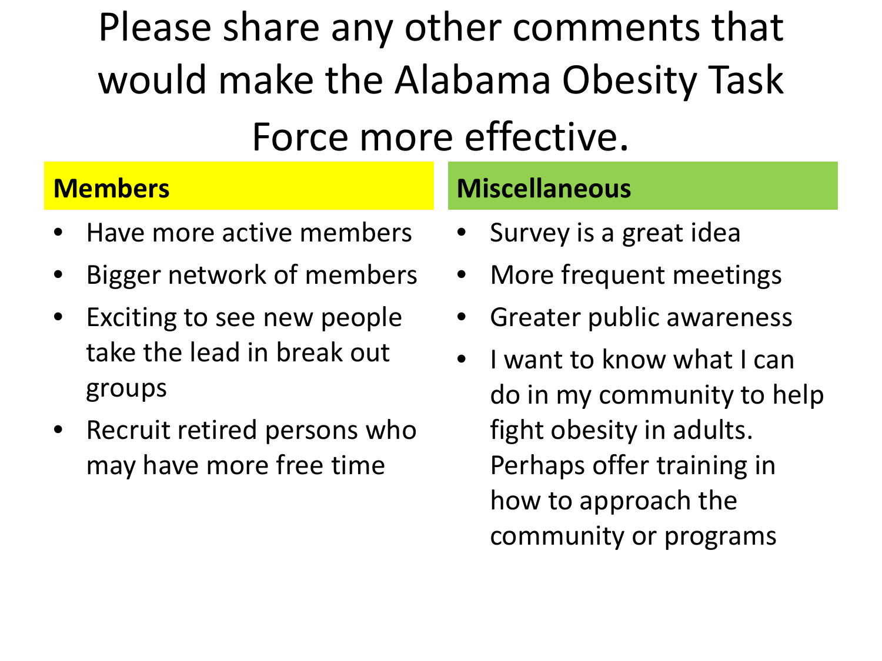# Please share any other comments that would make the Alabama Obesity Task Force more effective.

## Members

- Have more active members
- Bigger network of members
- Exciting to see new people take the lead in break out groups
- Recruit retired persons who may have more free time

## Miscellaneous

- Survey is a great idea
- More frequent meetings
- Greater public awareness
- I want to know what I can do in my community to help fight obesity in adults. Perhaps offer training in how to approach the community or programs